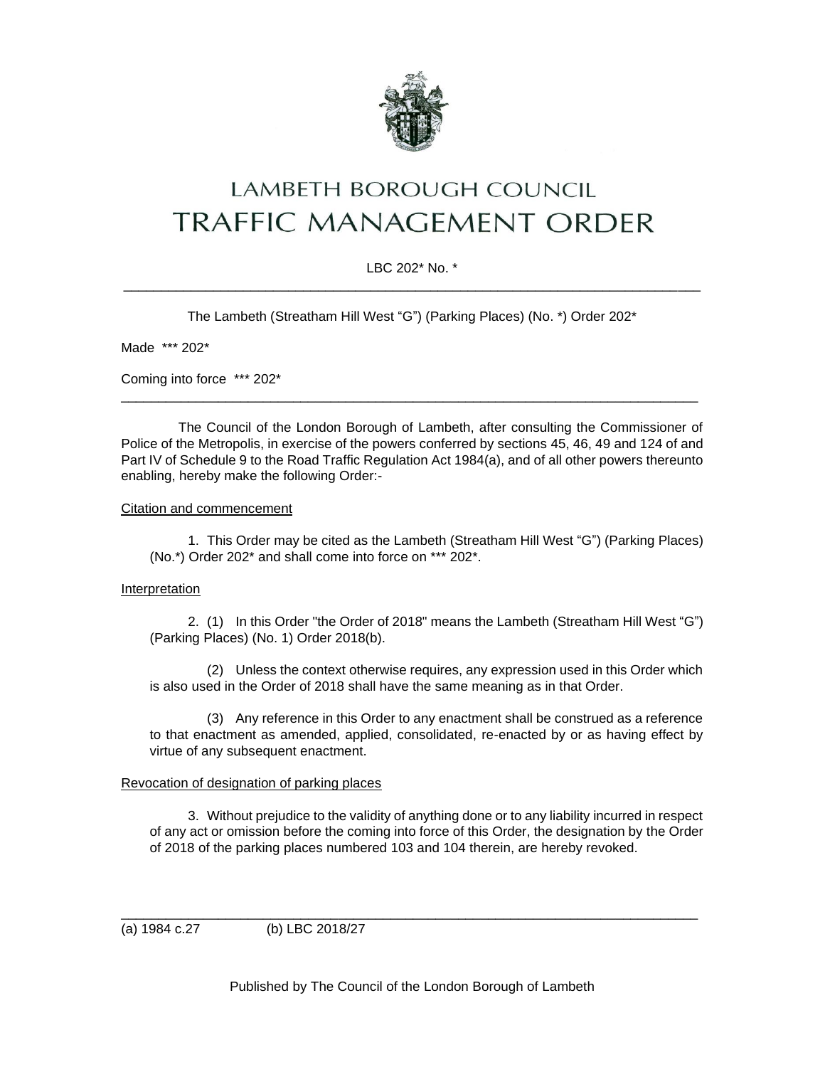# LAMBETH BOROUGH COUNCIL
# TRAFFIC MANAGEMENT ORDER

LBC 202* No. *

---

The Lambeth (Streatham Hill West "G") (Parking Places) (No. *) Order 202*

Made *** 202*

Coming into force *** 202*

---

The Council of the London Borough of Lambeth, after consulting the Commissioner of Police of the Metropolis, in exercise of the powers conferred by sections 45, 46, 49 and 124 of and Part IV of Schedule 9 to the Road Traffic Regulation Act 1984(a), and of all other powers thereunto enabling, hereby make the following Order:-

Citation and commencement

1. This Order may be cited as the Lambeth (Streatham Hill West "G") (Parking Places) (No.*) Order 202* and shall come into force on *** 202*.

Interpretation

2. (1) In this Order "the Order of 2018" means the Lambeth (Streatham Hill West "G") (Parking Places) (No. 1) Order 2018(b).

(2) Unless the context otherwise requires, any expression used in this Order which is also used in the Order of 2018 shall have the same meaning as in that Order.

(3) Any reference in this Order to any enactment shall be construed as a reference to that enactment as amended, applied, consolidated, re-enacted by or as having effect by virtue of any subsequent enactment.

Revocation of designation of parking places

3. Without prejudice to the validity of anything done or to any liability incurred in respect of any act or omission before the coming into force of this Order, the designation by the Order of 2018 of the parking places numbered 103 and 104 therein, are hereby revoked.

---

(a) 1984 c.27 (b) LBC 2018/27

Published by The Council of the London Borough of Lambeth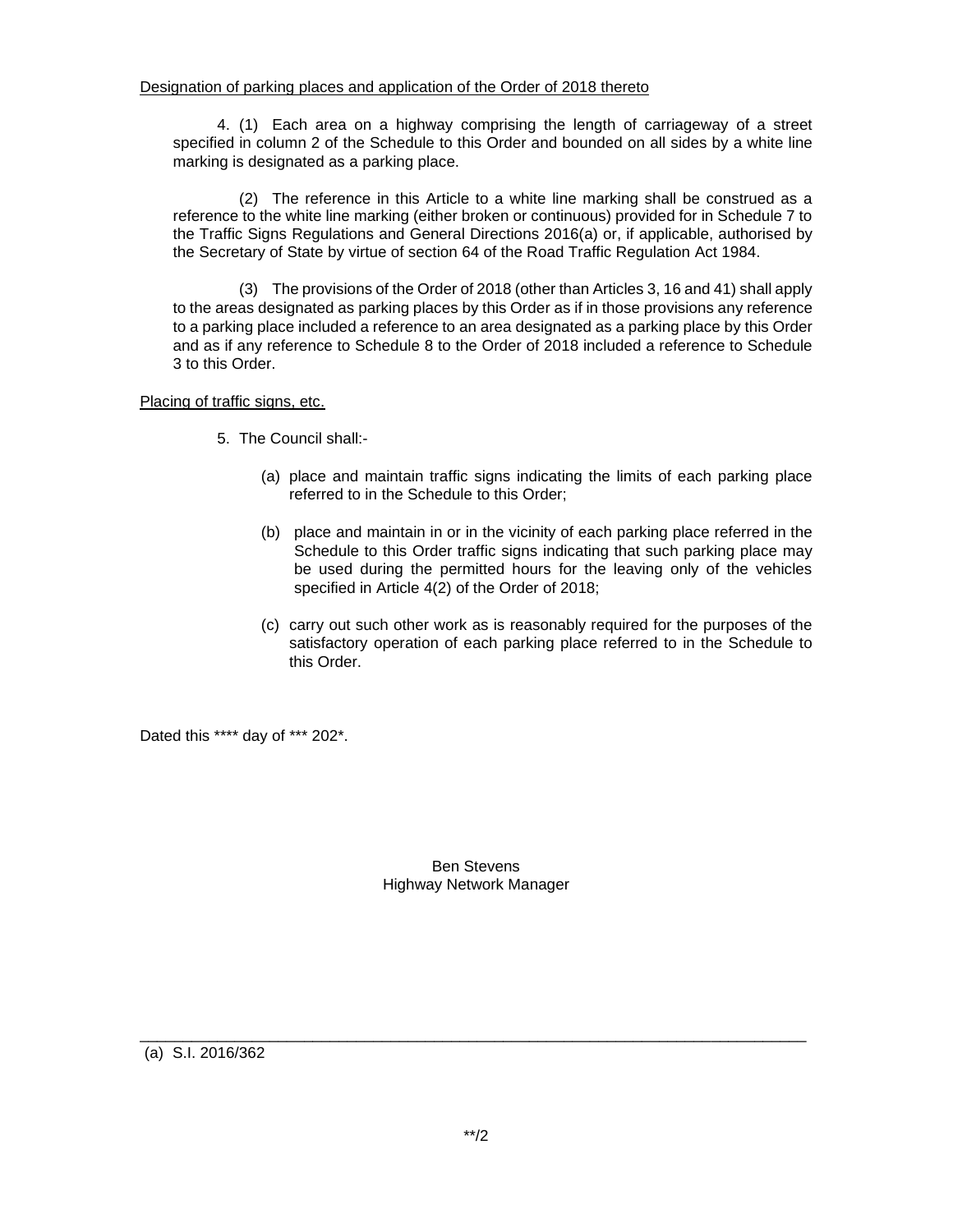<u>Designation of parking places and application of the Order of 2018 thereto</u>

4. (1) Each area on a highway comprising the length of carriageway of a street specified in column 2 of the Schedule to this Order and bounded on all sides by a white line marking is designated as a parking place.

(2) The reference in this Article to a white line marking shall be construed as a reference to the white line marking (either broken or continuous) provided for in Schedule 7 to the Traffic Signs Regulations and General Directions 2016(a) or, if applicable, authorised by the Secretary of State by virtue of section 64 of the Road Traffic Regulation Act 1984.

(3) The provisions of the Order of 2018 (other than Articles 3, 16 and 41) shall apply to the areas designated as parking places by this Order as if in those provisions any reference to a parking place included a reference to an area designated as a parking place by this Order and as if any reference to Schedule 8 to the Order of 2018 included a reference to Schedule 3 to this Order.

<u>Placing of traffic signs, etc.</u>

5. The Council shall:-

(a) place and maintain traffic signs indicating the limits of each parking place referred to in the Schedule to this Order;

(b) place and maintain in or in the vicinity of each parking place referred in the Schedule to this Order traffic signs indicating that such parking place may be used during the permitted hours for the leaving only of the vehicles specified in Article 4(2) of the Order of 2018;

(c) carry out such other work as is reasonably required for the purposes of the satisfactory operation of each parking place referred to in the Schedule to this Order.

Dated this **** day of *** 202*.

Ben Stevens
Highway Network Manager

---

(a) S.I. 2016/362

**/2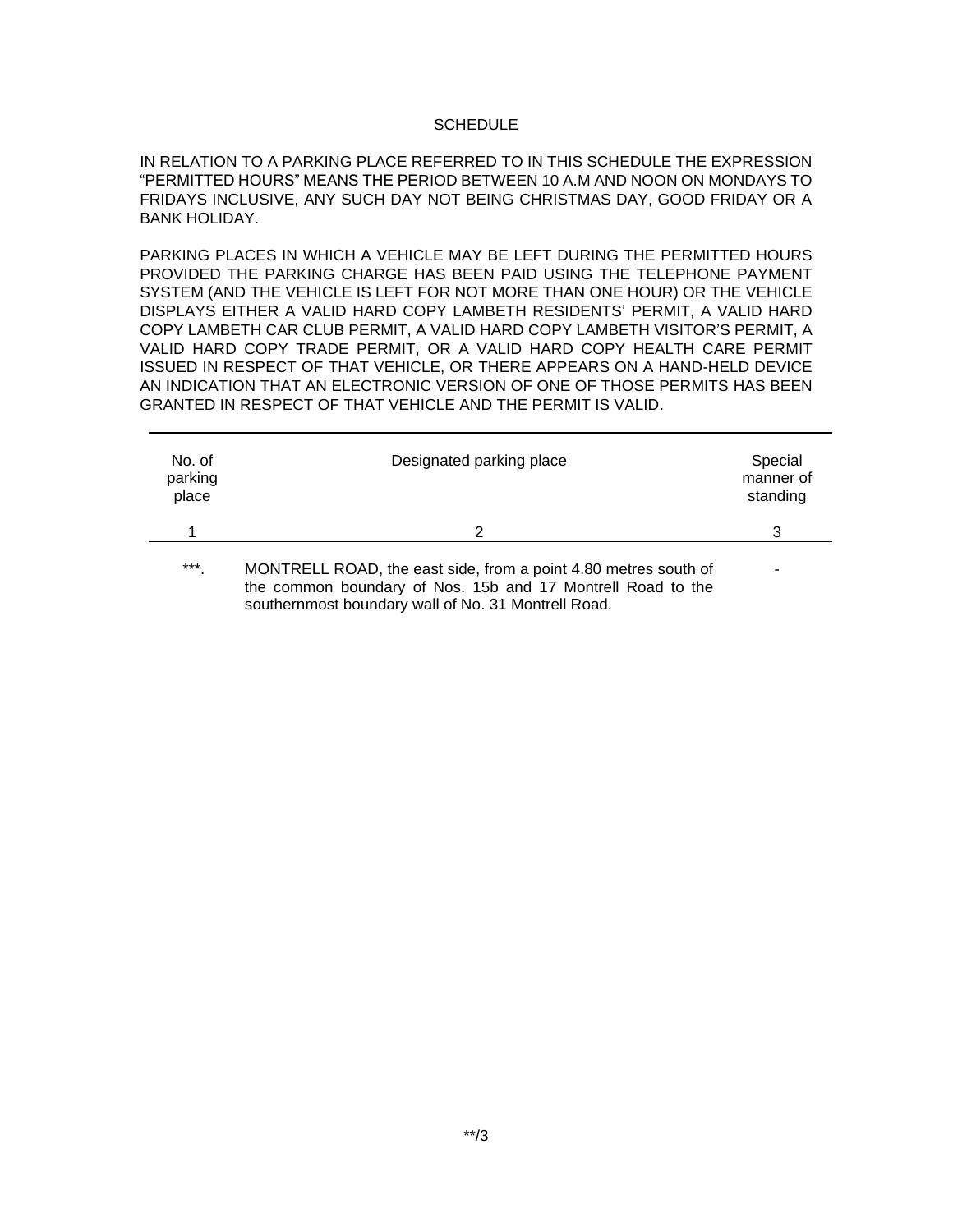SCHEDULE

IN RELATION TO A PARKING PLACE REFERRED TO IN THIS SCHEDULE THE EXPRESSION "PERMITTED HOURS" MEANS THE PERIOD BETWEEN 10 A.M AND NOON ON MONDAYS TO FRIDAYS INCLUSIVE, ANY SUCH DAY NOT BEING CHRISTMAS DAY, GOOD FRIDAY OR A BANK HOLIDAY.

PARKING PLACES IN WHICH A VEHICLE MAY BE LEFT DURING THE PERMITTED HOURS PROVIDED THE PARKING CHARGE HAS BEEN PAID USING THE TELEPHONE PAYMENT SYSTEM (AND THE VEHICLE IS LEFT FOR NOT MORE THAN ONE HOUR) OR THE VEHICLE DISPLAYS EITHER A VALID HARD COPY LAMBETH RESIDENTS' PERMIT, A VALID HARD COPY LAMBETH CAR CLUB PERMIT, A VALID HARD COPY LAMBETH VISITOR'S PERMIT, A VALID HARD COPY TRADE PERMIT, OR A VALID HARD COPY HEALTH CARE PERMIT ISSUED IN RESPECT OF THAT VEHICLE, OR THERE APPEARS ON A HAND-HELD DEVICE AN INDICATION THAT AN ELECTRONIC VERSION OF ONE OF THOSE PERMITS HAS BEEN GRANTED IN RESPECT OF THAT VEHICLE AND THE PERMIT IS VALID.

| No. of parking place | Designated parking place | Special manner of standing |
|---|---|---|
| 1 | 2 | 3 |
| ***. | MONTRELL ROAD, the east side, from a point 4.80 metres south of the common boundary of Nos. 15b and 17 Montrell Road to the southernmost boundary wall of No. 31 Montrell Road. | - |